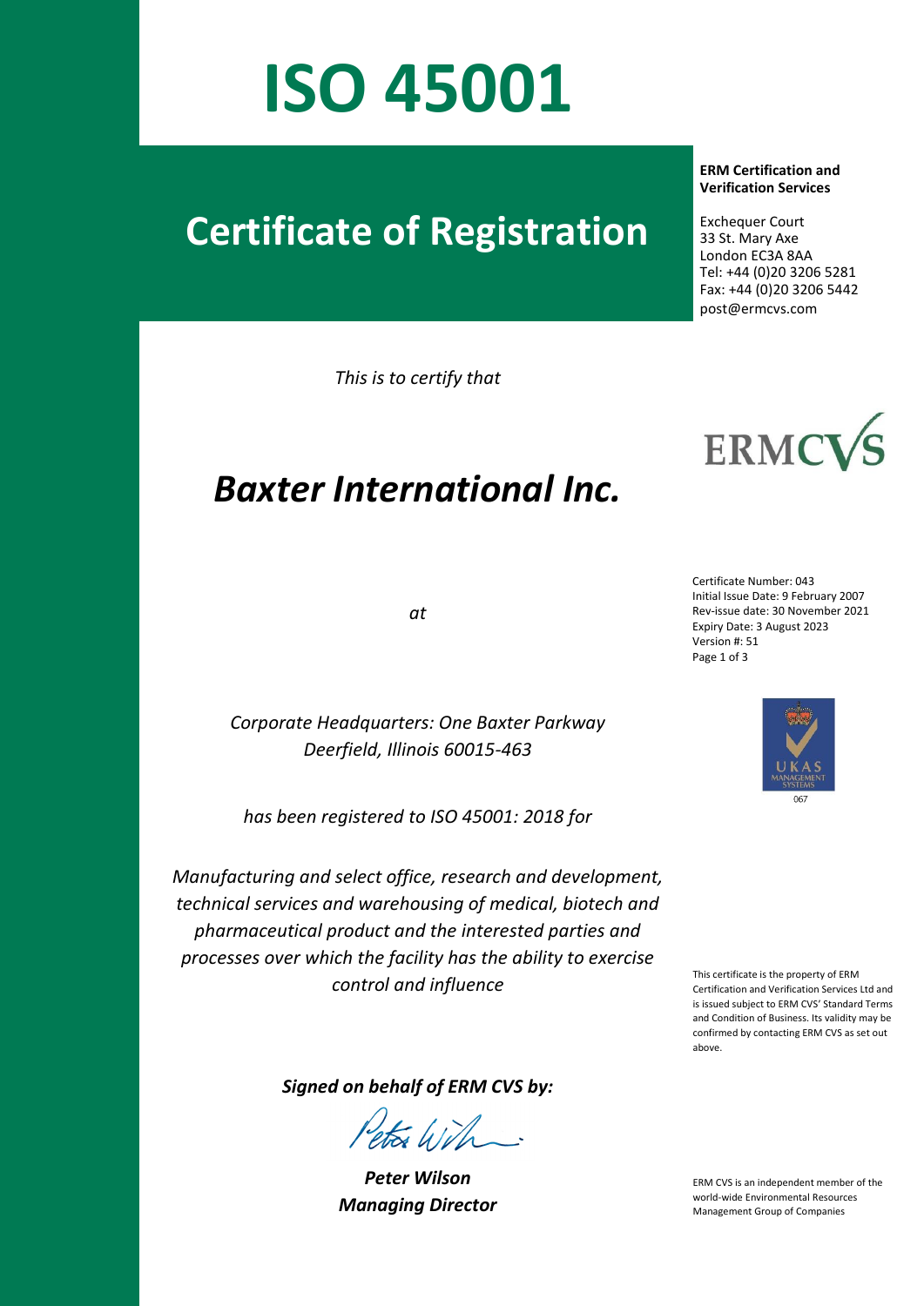# ISO 45001

## Certificate of Registration

**ERM Certification and Verification Services**

Exchequer Court
33 St. Mary Axe
London EC3A 8AA
Tel: +44 (0)20 3206 5281
Fax: +44 (0)20 3206 5442
post@ermcvs.com

*This is to certify that*

# *Baxter International Inc.*

*at*

*Corporate Headquarters: One Baxter Parkway*
*Deerfield, Illinois 60015-463*

*has been registered to ISO 45001: 2018 for*

*Manufacturing and select office, research and development, technical services and warehousing of medical, biotech and pharmaceutical product and the interested parties and processes over which the facility has the ability to exercise control and influence*

Certificate Number: 043
Initial Issue Date: 9 February 2007
Rev-issue date: 30 November 2021
Expiry Date: 3 August 2023
Version #: 51

This certificate is the property of ERM Certification and Verification Services Ltd and is issued subject to ERM CVS' Standard Terms and Condition of Business. Its validity may be confirmed by contacting ERM CVS as set out above.

***Signed on behalf of ERM CVS by:***

***Peter Wilson***
***Managing Director***

ERM CVS is an independent member of the world-wide Environmental Resources Management Group of Companies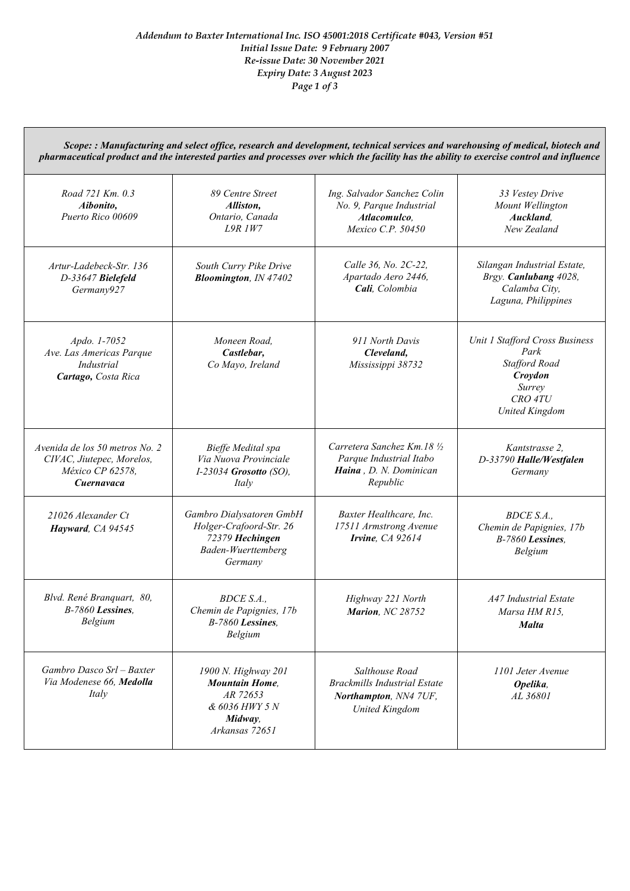*Addendum to Baxter International Inc. ISO 45001:2018 Certificate #043, Version #51*
*Initial Issue Date: 9 February 2007*
*Re-issue Date: 30 November 2021*
*Expiry Date: 3 August 2023*

| ***Scope: : Manufacturing and select office, research and development, technical services and warehousing of medical, biotech and pharmaceutical product and the interested parties and processes over which the facility has the ability to exercise control and influence*** | | | |
|---|---|---|---|
| *Road 721 Km. 0.3*<br>***Aibonito,***<br>*Puerto Rico 00609* | *89 Centre Street*<br>***Alliston,***<br>*Ontario, Canada*<br>*L9R 1W7* | *Ing. Salvador Sanchez Colin No. 9, Parque Industrial*<br>***Atlacomulco***,<br>*Mexico C.P. 50450* | *33 Vestey Drive*<br>*Mount Wellington*<br>***Auckland***,<br>*New Zealand* |
| *Artur-Ladebeck-Str. 136*<br>*D-33647* ***Bielefeld***<br>*Germany927* | *South Curry Pike Drive*<br>***Bloomington***, *IN 47402* | *Calle 36, No. 2C-22,*<br>*Apartado Aero 2446,*<br>***Cali***, *Colombia* | *Silangan Industrial Estate,*<br>*Brgy.* ***Canlubang*** *4028,*<br>*Calamba City,*<br>*Laguna, Philippines* |
| *Apdo. 1-7052*<br>*Ave. Las Americas Parque Industrial*<br>***Cartago,*** *Costa Rica* | *Moneen Road,*<br>***Castlebar,***<br>*Co Mayo, Ireland* | *911 North Davis*<br>***Cleveland,***<br>*Mississippi 38732* | *Unit 1 Stafford Cross Business Park*<br>*Stafford Road*<br>***Croydon***<br>*Surrey*<br>*CRO 4TU*<br>*United Kingdom* |
| *Avenida de los 50 metros No. 2*<br>*CIVAC, Jiutepec, Morelos,*<br>*México CP 62578,*<br>***Cuernavaca*** | *Bieffe Medital spa*<br>*Via Nuova Provinciale*<br>*I-23034* ***Grosotto*** *(SO),*<br>*Italy* | *Carretera Sanchez Km.18 ½*<br>*Parque Industrial Itabo*<br>***Haina*** *, D. N. Dominican Republic* | *Kantstrasse 2,*<br>*D-33790* ***Halle/Westfalen***<br>*Germany* |
| *21026 Alexander Ct*<br>***Hayward***, *CA 94545* | *Gambro Dialysatoren GmbH*<br>*Holger-Crafoord-Str. 26*<br>*72379* ***Hechingen***<br>*Baden-Wuerttemberg*<br>*Germany* | *Baxter Healthcare, Inc.*<br>*17511 Armstrong Avenue*<br>***Irvine***, *CA 92614* | *BDCE S.A.,*<br>*Chemin de Papignies, 17b*<br>*B-7860* ***Lessines***,<br>*Belgium* |
| *Blvd. René Branquart, 80,*<br>*B-7860* ***Lessines***,<br>*Belgium* | *BDCE S.A.,*<br>*Chemin de Papignies, 17b*<br>*B-7860* ***Lessines***,<br>*Belgium* | *Highway 221 North*<br>***Marion***, *NC 28752* | *A47 Industrial Estate*<br>*Marsa HM R15,*<br>***Malta*** |
| *Gambro Dasco Srl – Baxter*<br>*Via Modenese 66,* ***Medolla***<br>*Italy* | *1900 N. Highway 201*<br>***Mountain Home***,<br>*AR 72653*<br>*& 6036 HWY 5 N*<br>***Midway***,<br>*Arkansas 72651* | *Salthouse Road*<br>*Brackmills Industrial Estate*<br>***Northampton***, *NN4 7UF,*<br>*United Kingdom* | *1101 Jeter Avenue*<br>***Opelika***,<br>*AL 36801* |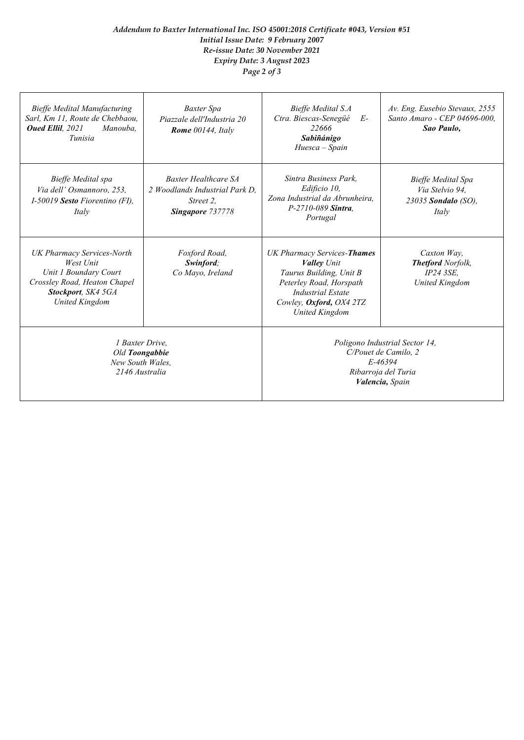*Addendum to Baxter International Inc. ISO 45001:2018 Certificate #043, Version #51*
*Initial Issue Date: 9 February 2007*
*Re-issue Date: 30 November 2021*
*Expiry Date: 3 August 2023*

| | | | |
|---|---|---|---|
| *Bieffe Medital Manufacturing Sarl, Km 11, Route de Chebbaou, **Oued Ellil**, 2021 Manouba, Tunisia* | *Baxter Spa Piazzale dell'Industria 20 **Rome** 00144, Italy* | *Bieffe Medital S.A Ctra. Biescas-Senegüé E-22666 **Sabiñánigo** Huesca – Spain* | *Av. Eng. Eusebio Stevaux, 2555 Santo Amaro - CEP 04696-000, **Sao Paulo,*** |
| *Bieffe Medital spa Via dell' Osmannoro, 253, I-50019 **Sesto** Fiorentino (FI), Italy* | *Baxter Healthcare SA 2 Woodlands Industrial Park D, Street 2, **Singapore** 737778* | *Sintra Business Park, Edificio 10, Zona Industrial da Abrunheira, P-2710-089 **Sintra**, Portugal* | *Bieffe Medital Spa Via Stelvio 94, 23035 **Sondalo** (SO), Italy* |
| *UK Pharmacy Services-North West Unit Unit 1 Boundary Court Crossley Road, Heaton Chapel **Stockport**, SK4 5GA United Kingdom* | *Foxford Road, **Swinford**; Co Mayo, Ireland* | *UK Pharmacy Services-**Thames Valley** Unit Taurus Building, Unit B Peterley Road, Horspath Industrial Estate Cowley, **Oxford,** OX4 2TZ United Kingdom* | *Caxton Way, **Thetford** Norfolk, IP24 3SE, United Kingdom* |
| *1 Baxter Drive, Old **Toongabbie** New South Wales, 2146 Australia* | | *Poligono Industrial Sector 14, C/Pouet de Camilo, 2 E-46394 Ribarroja del Turia **Valencia,** Spain* | |